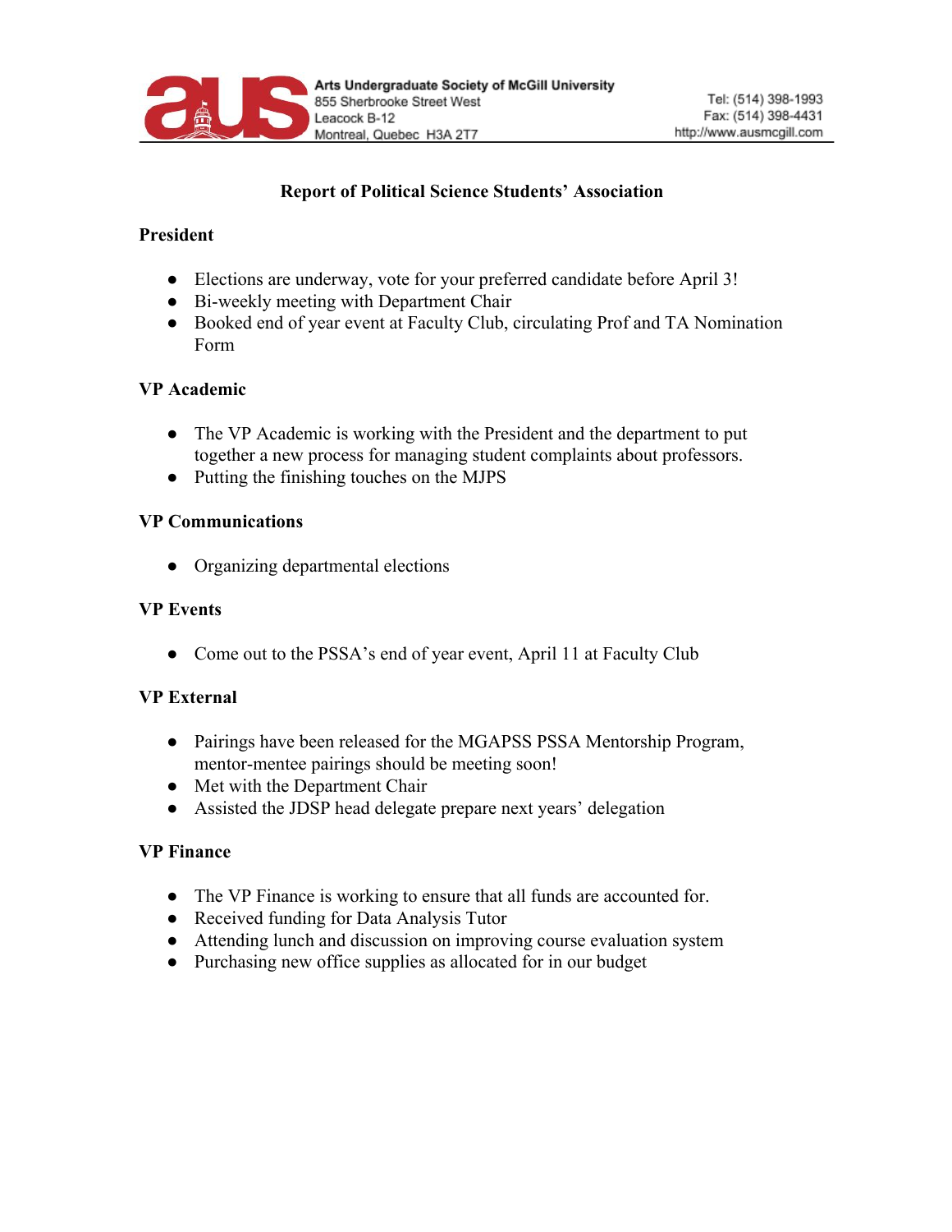Arts Undergraduate Society of McGill University
855 Sherbrooke Street West
Leacock B-12
Montreal, Quebec H3A 2T7

Tel: (514) 398-1993
Fax: (514) 398-4431
http://www.ausmcgill.com

# Report of Political Science Students' Association

## President

- Elections are underway, vote for your preferred candidate before April 3!
- Bi-weekly meeting with Department Chair
- Booked end of year event at Faculty Club, circulating Prof and TA Nomination Form

## VP Academic

- The VP Academic is working with the President and the department to put together a new process for managing student complaints about professors.
- Putting the finishing touches on the MJPS

## VP Communications

- Organizing departmental elections

## VP Events

- Come out to the PSSA's end of year event, April 11 at Faculty Club

## VP External

- Pairings have been released for the MGAPSS PSSA Mentorship Program, mentor-mentee pairings should be meeting soon!
- Met with the Department Chair
- Assisted the JDSP head delegate prepare next years' delegation

## VP Finance

- The VP Finance is working to ensure that all funds are accounted for.
- Received funding for Data Analysis Tutor
- Attending lunch and discussion on improving course evaluation system
- Purchasing new office supplies as allocated for in our budget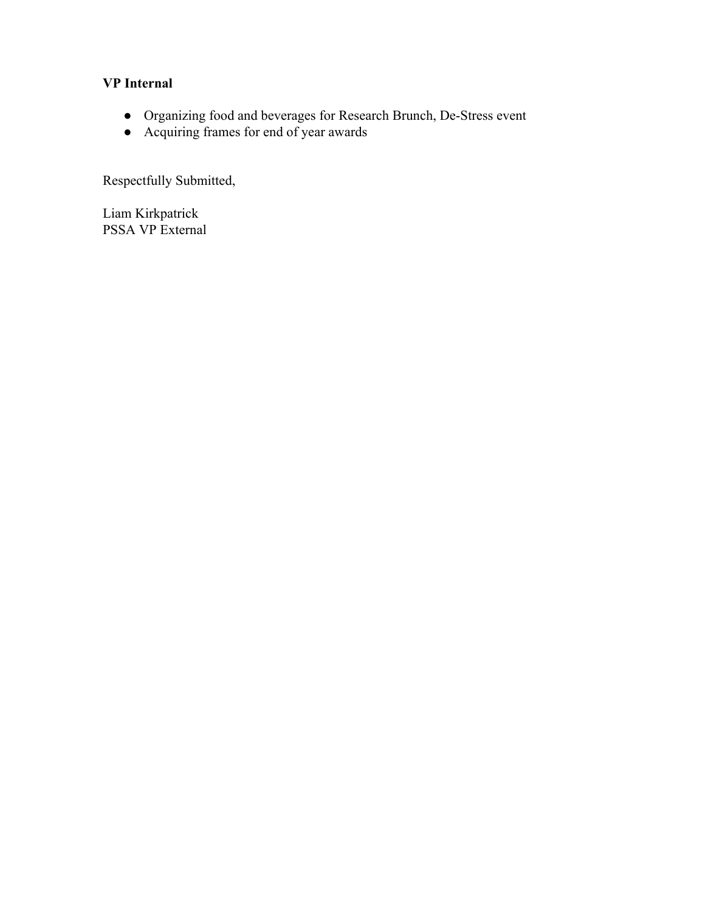**VP Internal**

- Organizing food and beverages for Research Brunch, De-Stress event
- Acquiring frames for end of year awards

Respectfully Submitted,

Liam Kirkpatrick
PSSA VP External